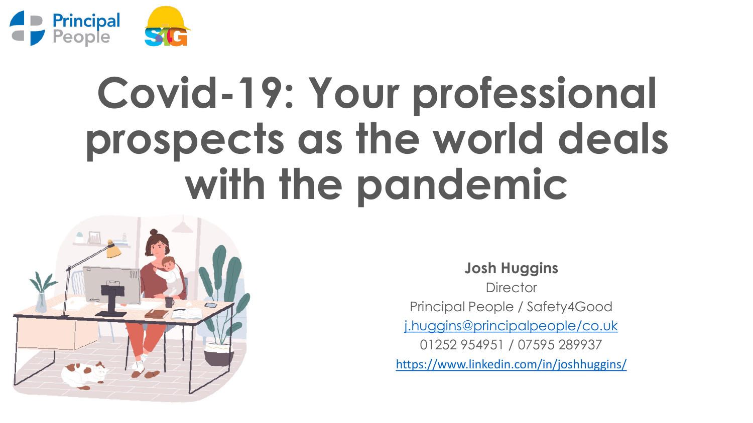# Covid-19: Your professional prospects as the world deals with the pandemic

**Josh Huggins**

Director

Principal People / Safety4Good

j.huggins@principalpeople/co.uk

01252 954951 / 07595 289937

https://www.linkedin.com/in/joshhuggins/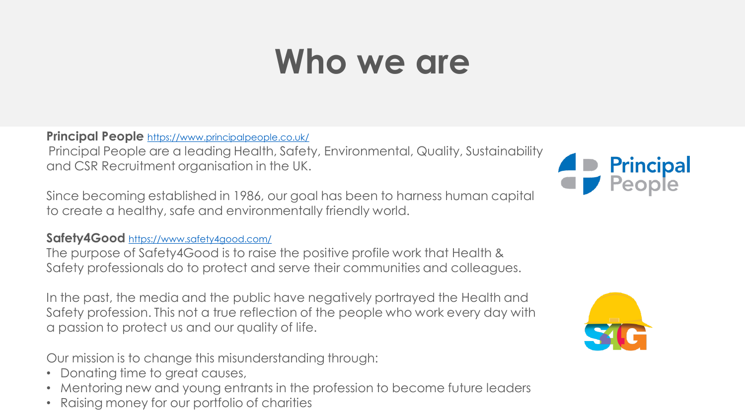# Who we are

**Principal People** https://www.principalpeople.co.uk/

Principal People are a leading Health, Safety, Environmental, Quality, Sustainability and CSR Recruitment organisation in the UK.

Since becoming established in 1986, our goal has been to harness human capital to create a healthy, safe and environmentally friendly world.

**Safety4Good** https://www.safety4good.com/

The purpose of Safety4Good is to raise the positive profile work that Health & Safety professionals do to protect and serve their communities and colleagues.

In the past, the media and the public have negatively portrayed the Health and Safety profession. This not a true reflection of the people who work every day with a passion to protect us and our quality of life.

Our mission is to change this misunderstanding through:

- Donating time to great causes,
- Mentoring new and young entrants in the profession to become future leaders
- Raising money for our portfolio of charities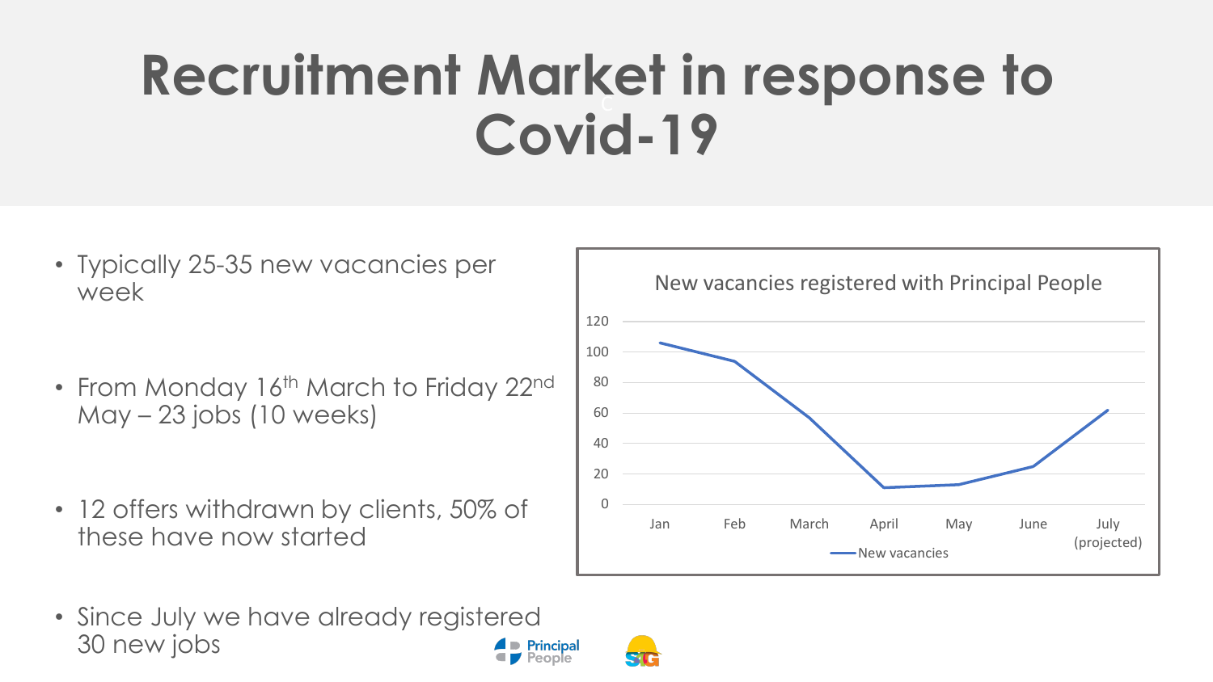# Recruitment Market in response to Covid-19

- Typically 25-35 new vacancies per week
- From Monday 16th March to Friday 22nd May – 23 jobs (10 weeks)
- 12 offers withdrawn by clients, 50% of these have now started
- Since July we have already registered 30 new jobs

**New vacancies registered with Principal People**

| Month | New vacancies |
| --- | --- |
| Jan | 106 |
| Feb | 94 |
| March | 57 |
| April | 11 |
| May | 13 |
| June | 25 |
| July (projected) | 62 |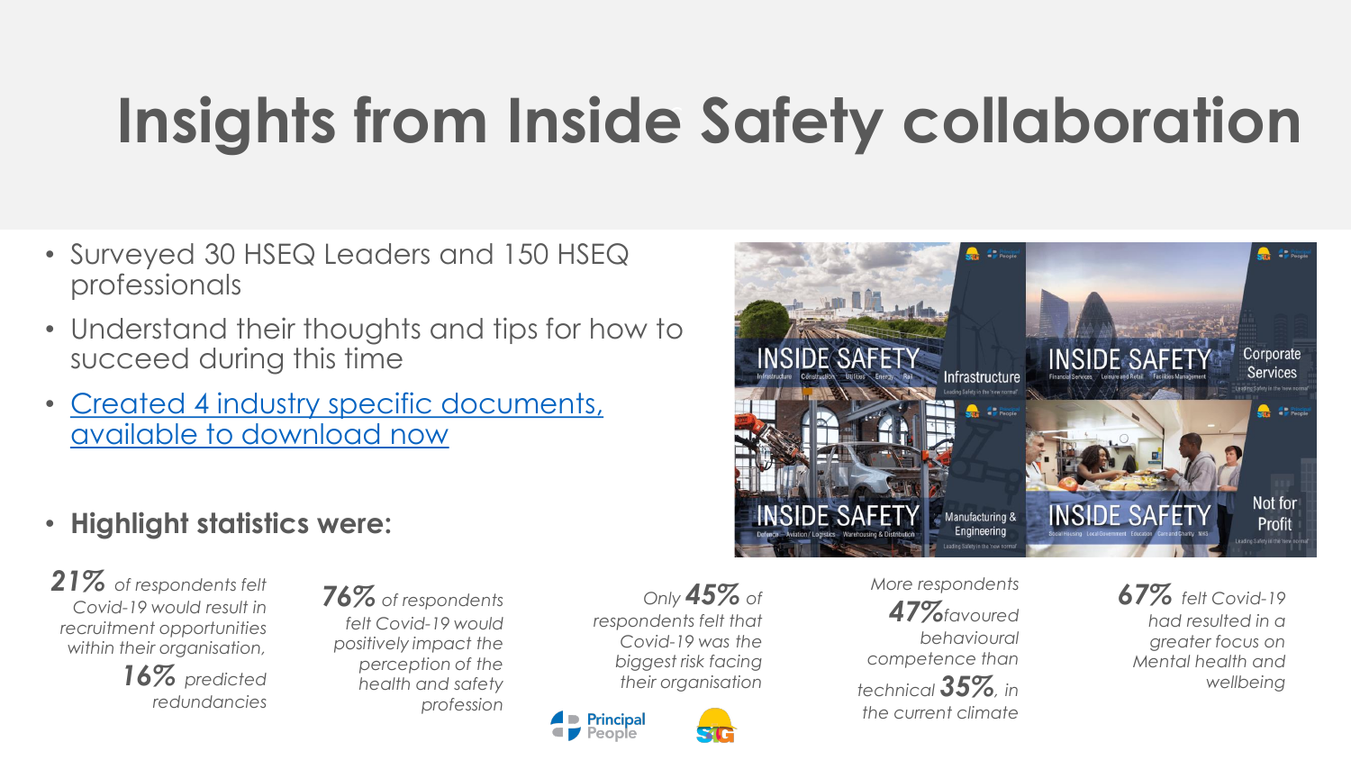# Insights from Inside Safety collaboration

- Surveyed 30 HSEQ Leaders and 150 HSEQ professionals
- Understand their thoughts and tips for how to succeed during this time
- Created 4 industry specific documents, available to download now

INSIDE SAFETY Infrastructure

INSIDE SAFETY Corporate Services

INSIDE SAFETY Manufacturing & Engineering

INSIDE SAFETY Not for Profit

- **Highlight statistics were:**

*21% of respondents felt Covid-19 would result in recruitment opportunities within their organisation, 16% predicted redundancies*

*76% of respondents felt Covid-19 would positively impact the perception of the health and safety profession*

*Only 45% of respondents felt that Covid-19 was the biggest risk facing their organisation*

*More respondents 47% favoured behavioural competence than technical 35%, in the current climate*

*67% felt Covid-19 had resulted in a greater focus on Mental health and wellbeing*

Principal People

SHG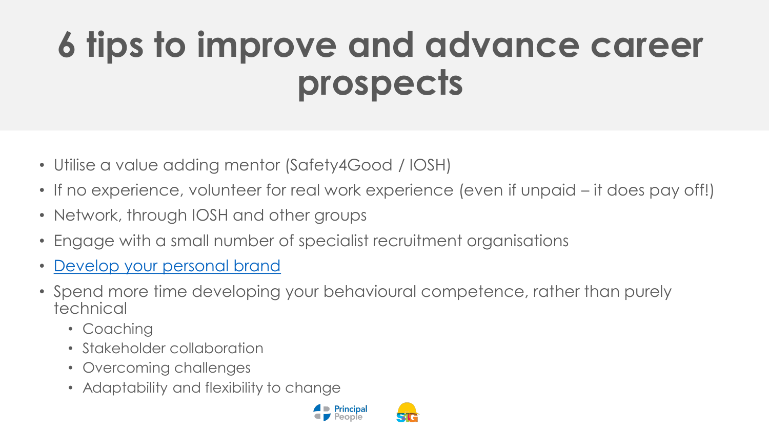# 6 tips to improve and advance career prospects

- Utilise a value adding mentor (Safety4Good / IOSH)
- If no experience, volunteer for real work experience (even if unpaid – it does pay off!)
- Network, through IOSH and other groups
- Engage with a small number of specialist recruitment organisations
- Develop your personal brand
- Spend more time developing your behavioural competence, rather than purely technical
  - Coaching
  - Stakeholder collaboration
  - Overcoming challenges
  - Adaptability and flexibility to change